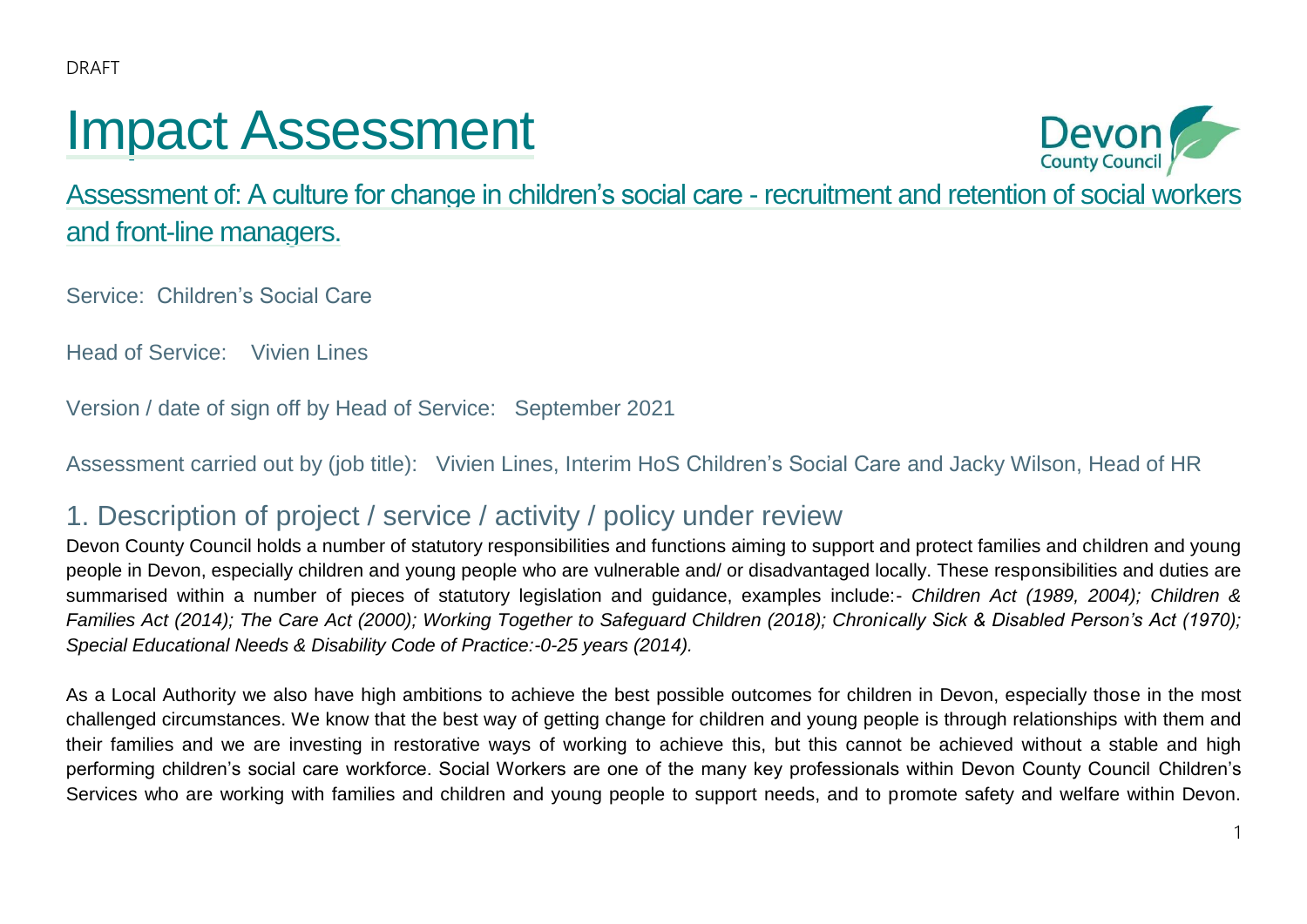DRAFT

# Impact Assessment

## Assessment of: A culture for change in children's social care - recruitment and retention of social workers and front-line managers.

Service: Children's Social Care

Head of Service: Vivien Lines

Version / date of sign off by Head of Service: September 2021

Assessment carried out by (job title): Vivien Lines, Interim HoS Children's Social Care and Jacky Wilson, Head of HR

## 1. Description of project / service / activity / policy under review

Devon County Council holds a number of statutory responsibilities and functions aiming to support and protect families and children and young people in Devon, especially children and young people who are vulnerable and/ or disadvantaged locally. These responsibilities and duties are summarised within a number of pieces of statutory legislation and guidance, examples include:- *Children Act (1989, 2004); Children & Families Act (2014); The Care Act (2000); Working Together to Safeguard Children (2018); Chronically Sick & Disabled Person's Act (1970); Special Educational Needs & Disability Code of Practice:-0-25 years (2014).*

As a Local Authority we also have high ambitions to achieve the best possible outcomes for children in Devon, especially those in the most challenged circumstances. We know that the best way of getting change for children and young people is through relationships with them and their families and we are investing in restorative ways of working to achieve this, but this cannot be achieved without a stable and high performing children's social care workforce. Social Workers are one of the many key professionals within Devon County Council Children's Services who are working with families and children and young people to support needs, and to promote safety and welfare within Devon.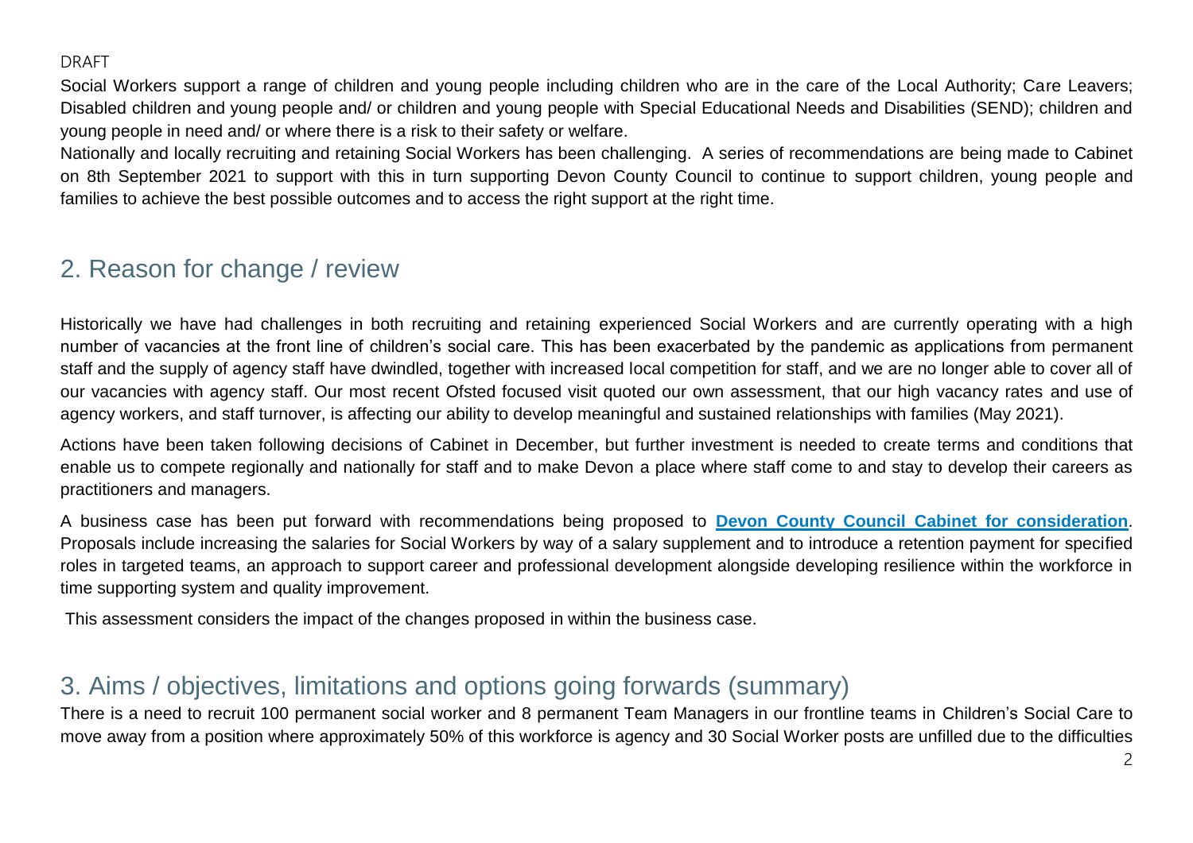DRAFT

Social Workers support a range of children and young people including children who are in the care of the Local Authority; Care Leavers; Disabled children and young people and/ or children and young people with Special Educational Needs and Disabilities (SEND); children and young people in need and/ or where there is a risk to their safety or welfare.

Nationally and locally recruiting and retaining Social Workers has been challenging. A series of recommendations are being made to Cabinet on 8th September 2021 to support with this in turn supporting Devon County Council to continue to support children, young people and families to achieve the best possible outcomes and to access the right support at the right time.

## 2. Reason for change / review

Historically we have had challenges in both recruiting and retaining experienced Social Workers and are currently operating with a high number of vacancies at the front line of children's social care. This has been exacerbated by the pandemic as applications from permanent staff and the supply of agency staff have dwindled, together with increased local competition for staff, and we are no longer able to cover all of our vacancies with agency staff. Our most recent Ofsted focused visit quoted our own assessment, that our high vacancy rates and use of agency workers, and staff turnover, is affecting our ability to develop meaningful and sustained relationships with families (May 2021).

Actions have been taken following decisions of Cabinet in December, but further investment is needed to create terms and conditions that enable us to compete regionally and nationally for staff and to make Devon a place where staff come to and stay to develop their careers as practitioners and managers.

A business case has been put forward with recommendations being proposed to **Devon County Council Cabinet for consideration**. Proposals include increasing the salaries for Social Workers by way of a salary supplement and to introduce a retention payment for specified roles in targeted teams, an approach to support career and professional development alongside developing resilience within the workforce in time supporting system and quality improvement.

This assessment considers the impact of the changes proposed in within the business case.

## 3. Aims / objectives, limitations and options going forwards (summary)

There is a need to recruit 100 permanent social worker and 8 permanent Team Managers in our frontline teams in Children's Social Care to move away from a position where approximately 50% of this workforce is agency and 30 Social Worker posts are unfilled due to the difficulties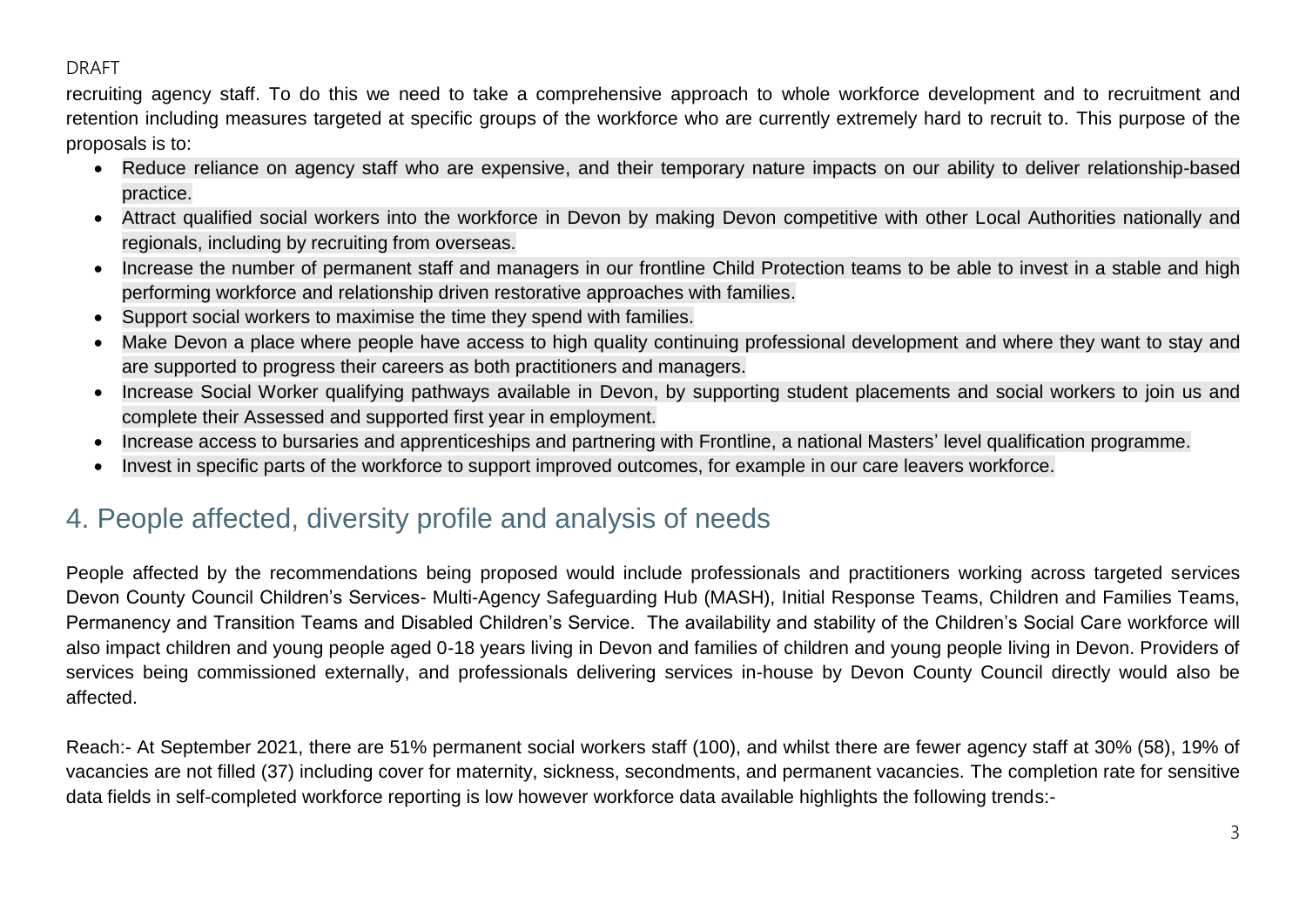recruiting agency staff. To do this we need to take a comprehensive approach to whole workforce development and to recruitment and retention including measures targeted at specific groups of the workforce who are currently extremely hard to recruit to. This purpose of the proposals is to:

- Reduce reliance on agency staff who are expensive, and their temporary nature impacts on our ability to deliver relationship-based practice.
- Attract qualified social workers into the workforce in Devon by making Devon competitive with other Local Authorities nationally and regionals, including by recruiting from overseas.
- Increase the number of permanent staff and managers in our frontline Child Protection teams to be able to invest in a stable and high performing workforce and relationship driven restorative approaches with families.
- Support social workers to maximise the time they spend with families.
- Make Devon a place where people have access to high quality continuing professional development and where they want to stay and are supported to progress their careers as both practitioners and managers.
- Increase Social Worker qualifying pathways available in Devon, by supporting student placements and social workers to join us and complete their Assessed and supported first year in employment.
- Increase access to bursaries and apprenticeships and partnering with Frontline, a national Masters' level qualification programme.
- Invest in specific parts of the workforce to support improved outcomes, for example in our care leavers workforce.

## 4. People affected, diversity profile and analysis of needs

People affected by the recommendations being proposed would include professionals and practitioners working across targeted services Devon County Council Children's Services- Multi-Agency Safeguarding Hub (MASH), Initial Response Teams, Children and Families Teams, Permanency and Transition Teams and Disabled Children's Service. The availability and stability of the Children's Social Care workforce will also impact children and young people aged 0-18 years living in Devon and families of children and young people living in Devon. Providers of services being commissioned externally, and professionals delivering services in-house by Devon County Council directly would also be affected.

Reach:- At September 2021, there are 51% permanent social workers staff (100), and whilst there are fewer agency staff at 30% (58), 19% of vacancies are not filled (37) including cover for maternity, sickness, secondments, and permanent vacancies. The completion rate for sensitive data fields in self-completed workforce reporting is low however workforce data available highlights the following trends:-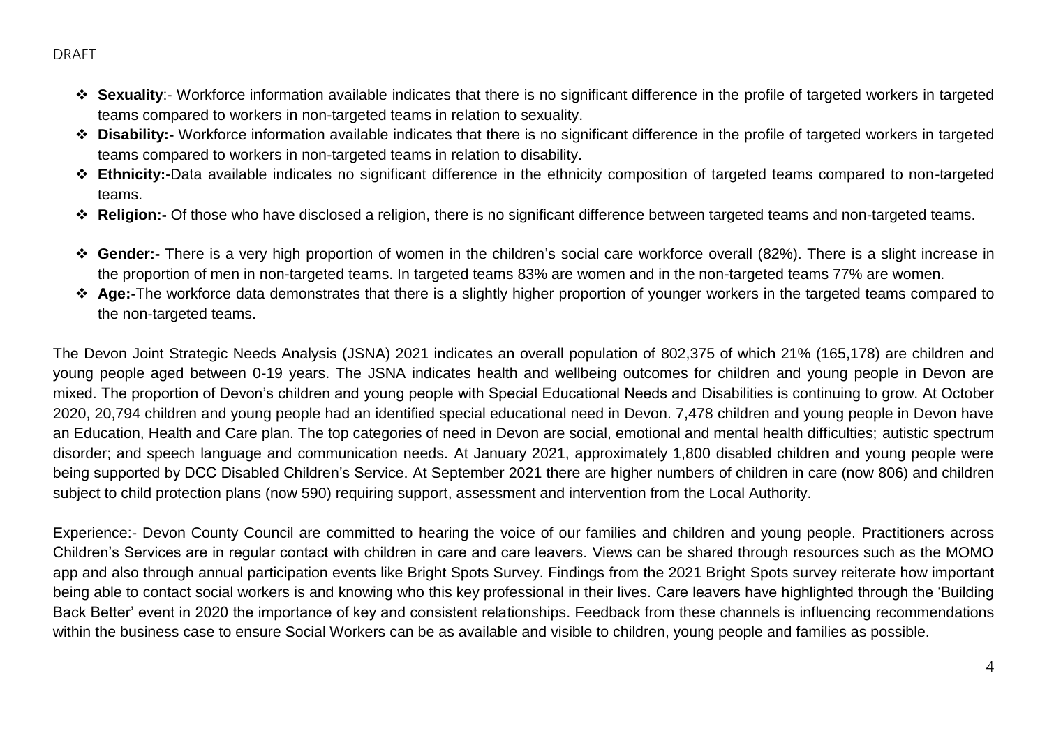- **Sexuality**:- Workforce information available indicates that there is no significant difference in the profile of targeted workers in targeted teams compared to workers in non-targeted teams in relation to sexuality.
- **Disability:-** Workforce information available indicates that there is no significant difference in the profile of targeted workers in targeted teams compared to workers in non-targeted teams in relation to disability.
- **Ethnicity:-**Data available indicates no significant difference in the ethnicity composition of targeted teams compared to non-targeted teams.
- **Religion:-** Of those who have disclosed a religion, there is no significant difference between targeted teams and non-targeted teams.

- **Gender:-** There is a very high proportion of women in the children's social care workforce overall (82%). There is a slight increase in the proportion of men in non-targeted teams. In targeted teams 83% are women and in the non-targeted teams 77% are women.
- **Age:-**The workforce data demonstrates that there is a slightly higher proportion of younger workers in the targeted teams compared to the non-targeted teams.

The Devon Joint Strategic Needs Analysis (JSNA) 2021 indicates an overall population of 802,375 of which 21% (165,178) are children and young people aged between 0-19 years. The JSNA indicates health and wellbeing outcomes for children and young people in Devon are mixed. The proportion of Devon's children and young people with Special Educational Needs and Disabilities is continuing to grow. At October 2020, 20,794 children and young people had an identified special educational need in Devon. 7,478 children and young people in Devon have an Education, Health and Care plan. The top categories of need in Devon are social, emotional and mental health difficulties; autistic spectrum disorder; and speech language and communication needs. At January 2021, approximately 1,800 disabled children and young people were being supported by DCC Disabled Children's Service. At September 2021 there are higher numbers of children in care (now 806) and children subject to child protection plans (now 590) requiring support, assessment and intervention from the Local Authority.

Experience:- Devon County Council are committed to hearing the voice of our families and children and young people. Practitioners across Children's Services are in regular contact with children in care and care leavers. Views can be shared through resources such as the MOMO app and also through annual participation events like Bright Spots Survey. Findings from the 2021 Bright Spots survey reiterate how important being able to contact social workers is and knowing who this key professional in their lives. Care leavers have highlighted through the 'Building Back Better' event in 2020 the importance of key and consistent relationships. Feedback from these channels is influencing recommendations within the business case to ensure Social Workers can be as available and visible to children, young people and families as possible.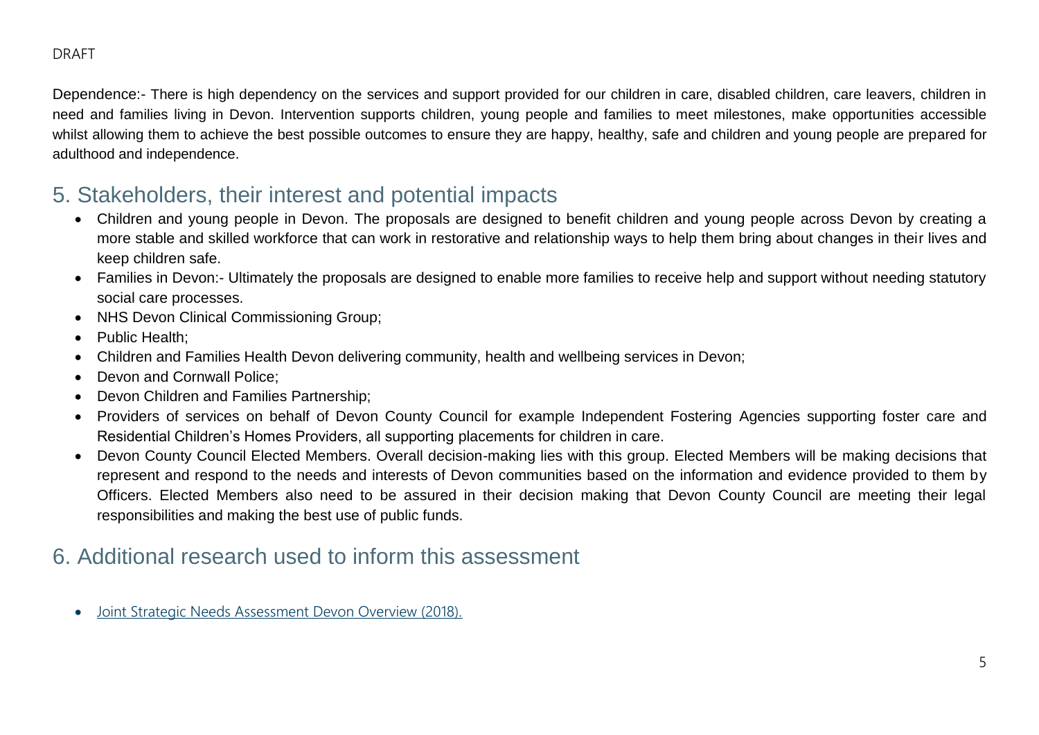DRAFT

Dependence:- There is high dependency on the services and support provided for our children in care, disabled children, care leavers, children in need and families living in Devon. Intervention supports children, young people and families to meet milestones, make opportunities accessible whilst allowing them to achieve the best possible outcomes to ensure they are happy, healthy, safe and children and young people are prepared for adulthood and independence.

## 5. Stakeholders, their interest and potential impacts

- Children and young people in Devon. The proposals are designed to benefit children and young people across Devon by creating a more stable and skilled workforce that can work in restorative and relationship ways to help them bring about changes in their lives and keep children safe.
- Families in Devon:- Ultimately the proposals are designed to enable more families to receive help and support without needing statutory social care processes.
- NHS Devon Clinical Commissioning Group;
- Public Health;
- Children and Families Health Devon delivering community, health and wellbeing services in Devon;
- Devon and Cornwall Police;
- Devon Children and Families Partnership;
- Providers of services on behalf of Devon County Council for example Independent Fostering Agencies supporting foster care and Residential Children's Homes Providers, all supporting placements for children in care.
- Devon County Council Elected Members. Overall decision-making lies with this group. Elected Members will be making decisions that represent and respond to the needs and interests of Devon communities based on the information and evidence provided to them by Officers. Elected Members also need to be assured in their decision making that Devon County Council are meeting their legal responsibilities and making the best use of public funds.

## 6. Additional research used to inform this assessment

- Joint Strategic Needs Assessment Devon Overview (2018).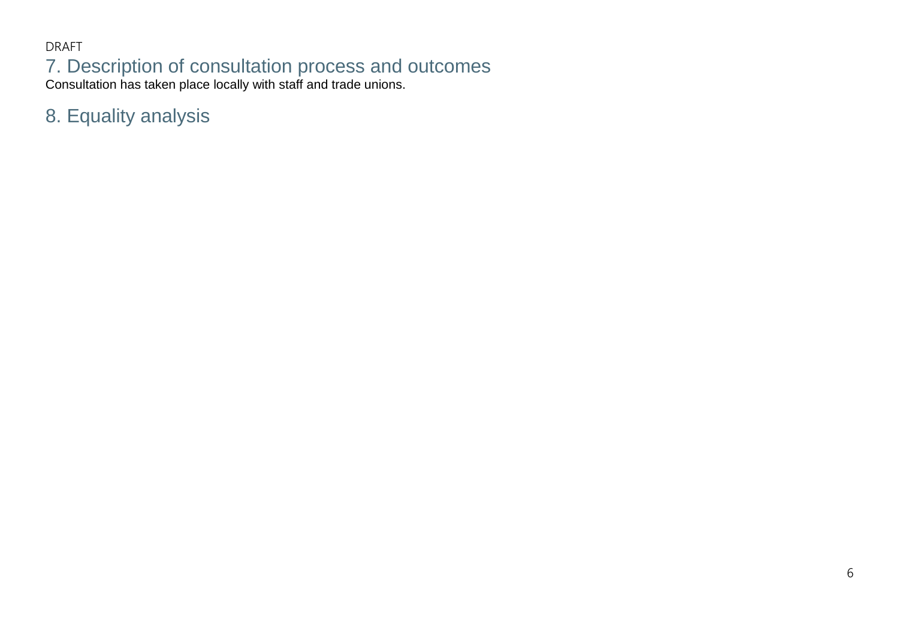DRAFT

## 7. Description of consultation process and outcomes

Consultation has taken place locally with staff and trade unions.

## 8. Equality analysis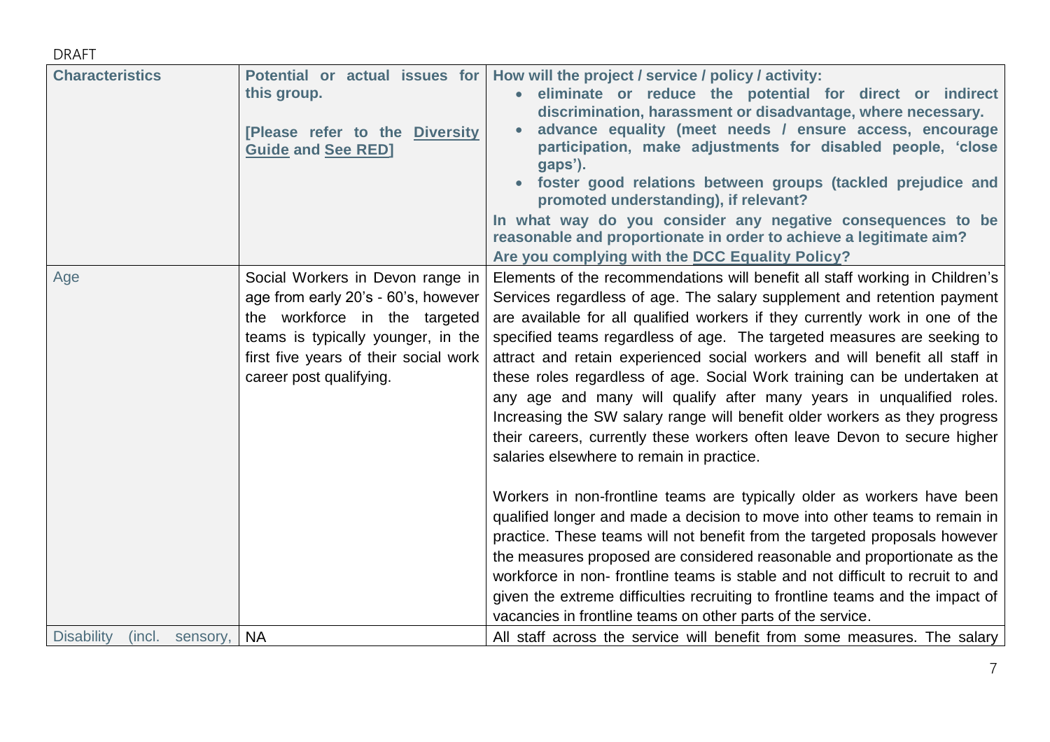DRAFT

| Characteristics | Potential or actual issues for this group. [Please refer to the Diversity Guide and See RED] | How will the project / service / policy / activity: <br>• eliminate or reduce the potential for direct or indirect discrimination, harassment or disadvantage, where necessary. <br>• advance equality (meet needs / ensure access, encourage participation, make adjustments for disabled people, 'close gaps'). <br>• foster good relations between groups (tackled prejudice and promoted understanding), if relevant? <br>In what way do you consider any negative consequences to be reasonable and proportionate in order to achieve a legitimate aim? <br>Are you complying with the DCC Equality Policy? |
|---|---|---|
| Age | Social Workers in Devon range in age from early 20's - 60's, however the workforce in the targeted teams is typically younger, in the first five years of their social work career post qualifying. | Elements of the recommendations will benefit all staff working in Children's Services regardless of age. The salary supplement and retention payment are available for all qualified workers if they currently work in one of the specified teams regardless of age. The targeted measures are seeking to attract and retain experienced social workers and will benefit all staff in these roles regardless of age. Social Work training can be undertaken at any age and many will qualify after many years in unqualified roles. Increasing the SW salary range will benefit older workers as they progress their careers, currently these workers often leave Devon to secure higher salaries elsewhere to remain in practice. <br><br>Workers in non-frontline teams are typically older as workers have been qualified longer and made a decision to move into other teams to remain in practice. These teams will not benefit from the targeted proposals however the measures proposed are considered reasonable and proportionate as the workforce in non- frontline teams is stable and not difficult to recruit to and given the extreme difficulties recruiting to frontline teams and the impact of vacancies in frontline teams on other parts of the service. |
| Disability (incl. sensory, | NA | All staff across the service will benefit from some measures. The salary |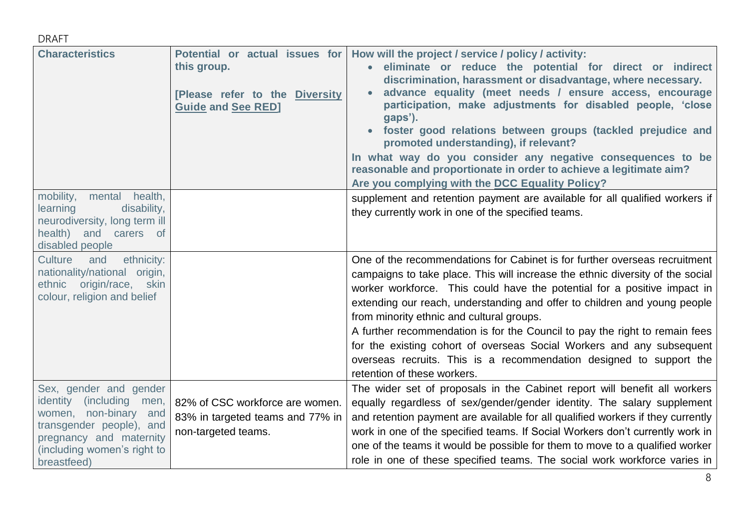DRAFT

| Characteristics | Potential or actual issues for this group. [Please refer to the Diversity Guide and See RED] | How will the project / service / policy / activity: • eliminate or reduce the potential for direct or indirect discrimination, harassment or disadvantage, where necessary. • advance equality (meet needs / ensure access, encourage participation, make adjustments for disabled people, 'close gaps'). • foster good relations between groups (tackled prejudice and promoted understanding), if relevant? In what way do you consider any negative consequences to be reasonable and proportionate in order to achieve a legitimate aim? Are you complying with the DCC Equality Policy? |
|---|---|---|
| mobility, mental health, learning disability, neurodiversity, long term ill health) and carers of disabled people | | supplement and retention payment are available for all qualified workers if they currently work in one of the specified teams. |
| Culture and ethnicity: nationality/national origin, ethnic origin/race, skin colour, religion and belief | | One of the recommendations for Cabinet is for further overseas recruitment campaigns to take place. This will increase the ethnic diversity of the social worker workforce. This could have the potential for a positive impact in extending our reach, understanding and offer to children and young people from minority ethnic and cultural groups. A further recommendation is for the Council to pay the right to remain fees for the existing cohort of overseas Social Workers and any subsequent overseas recruits. This is a recommendation designed to support the retention of these workers. |
| Sex, gender and gender identity (including men, women, non-binary and transgender people), and pregnancy and maternity (including women's right to breastfeed) | 82% of CSC workforce are women. 83% in targeted teams and 77% in non-targeted teams. | The wider set of proposals in the Cabinet report will benefit all workers equally regardless of sex/gender/gender identity. The salary supplement and retention payment are available for all qualified workers if they currently work in one of the specified teams. If Social Workers don't currently work in one of the teams it would be possible for them to move to a qualified worker role in one of these specified teams. The social work workforce varies in |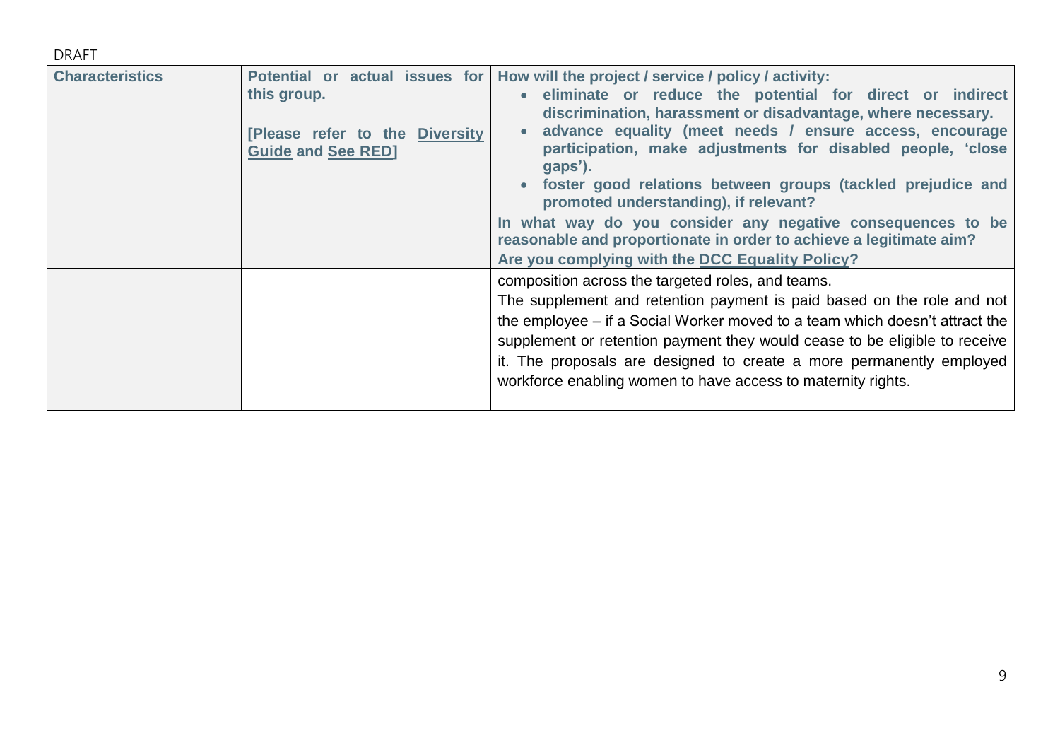DRAFT

| Characteristics | Potential or actual issues for this group.<br><br>[Please refer to the Diversity Guide and See RED] | How will the project / service / policy / activity:<br>• eliminate or reduce the potential for direct or indirect discrimination, harassment or disadvantage, where necessary.<br>• advance equality (meet needs / ensure access, encourage participation, make adjustments for disabled people, 'close gaps').<br>• foster good relations between groups (tackled prejudice and promoted understanding), if relevant?<br>In what way do you consider any negative consequences to be reasonable and proportionate in order to achieve a legitimate aim?<br>Are you complying with the DCC Equality Policy? |
| --- | --- | --- |
| | | composition across the targeted roles, and teams.<br>The supplement and retention payment is paid based on the role and not the employee – if a Social Worker moved to a team which doesn't attract the supplement or retention payment they would cease to be eligible to receive it. The proposals are designed to create a more permanently employed workforce enabling women to have access to maternity rights. |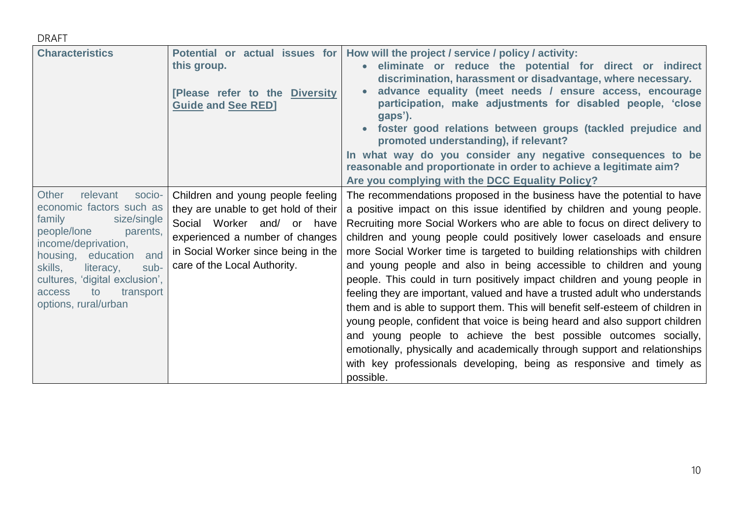DRAFT

| **Characteristics** | **Potential or actual issues for this group.**<br><br>**[Please refer to the Diversity Guide and See RED]** | **How will the project / service / policy / activity:**<br>• **eliminate or reduce the potential for direct or indirect discrimination, harassment or disadvantage, where necessary.**<br>• **advance equality (meet needs / ensure access, encourage participation, make adjustments for disabled people, 'close gaps').**<br>• **foster good relations between groups (tackled prejudice and promoted understanding), if relevant?**<br>**In what way do you consider any negative consequences to be reasonable and proportionate in order to achieve a legitimate aim?**<br>**Are you complying with the DCC Equality Policy?** |
|---|---|---|
| Other relevant socio-economic factors such as family size/single people/lone parents, income/deprivation, housing, education and skills, literacy, sub-cultures, 'digital exclusion', access to transport options, rural/urban | Children and young people feeling they are unable to get hold of their Social Worker and/ or have experienced a number of changes in Social Worker since being in the care of the Local Authority. | The recommendations proposed in the business have the potential to have a positive impact on this issue identified by children and young people. Recruiting more Social Workers who are able to focus on direct delivery to children and young people could positively lower caseloads and ensure more Social Worker time is targeted to building relationships with children and young people and also in being accessible to children and young people. This could in turn positively impact children and young people in feeling they are important, valued and have a trusted adult who understands them and is able to support them. This will benefit self-esteem of children in young people, confident that voice is being heard and also support children and young people to achieve the best possible outcomes socially, emotionally, physically and academically through support and relationships with key professionals developing, being as responsive and timely as possible. |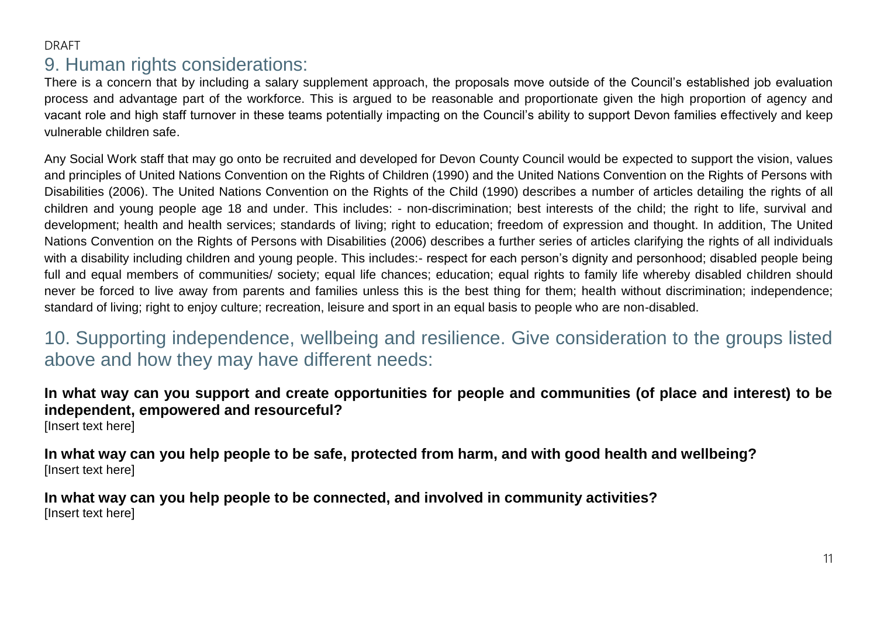DRAFT

## 9. Human rights considerations:

There is a concern that by including a salary supplement approach, the proposals move outside of the Council's established job evaluation process and advantage part of the workforce. This is argued to be reasonable and proportionate given the high proportion of agency and vacant role and high staff turnover in these teams potentially impacting on the Council's ability to support Devon families effectively and keep vulnerable children safe.

Any Social Work staff that may go onto be recruited and developed for Devon County Council would be expected to support the vision, values and principles of United Nations Convention on the Rights of Children (1990) and the United Nations Convention on the Rights of Persons with Disabilities (2006). The United Nations Convention on the Rights of the Child (1990) describes a number of articles detailing the rights of all children and young people age 18 and under. This includes: - non-discrimination; best interests of the child; the right to life, survival and development; health and health services; standards of living; right to education; freedom of expression and thought. In addition, The United Nations Convention on the Rights of Persons with Disabilities (2006) describes a further series of articles clarifying the rights of all individuals with a disability including children and young people. This includes:- respect for each person's dignity and personhood; disabled people being full and equal members of communities/ society; equal life chances; education; equal rights to family life whereby disabled children should never be forced to live away from parents and families unless this is the best thing for them; health without discrimination; independence; standard of living; right to enjoy culture; recreation, leisure and sport in an equal basis to people who are non-disabled.

## 10. Supporting independence, wellbeing and resilience. Give consideration to the groups listed above and how they may have different needs:

**In what way can you support and create opportunities for people and communities (of place and interest) to be independent, empowered and resourceful?**

[Insert text here]

**In what way can you help people to be safe, protected from harm, and with good health and wellbeing?**

[Insert text here]

**In what way can you help people to be connected, and involved in community activities?**

[Insert text here]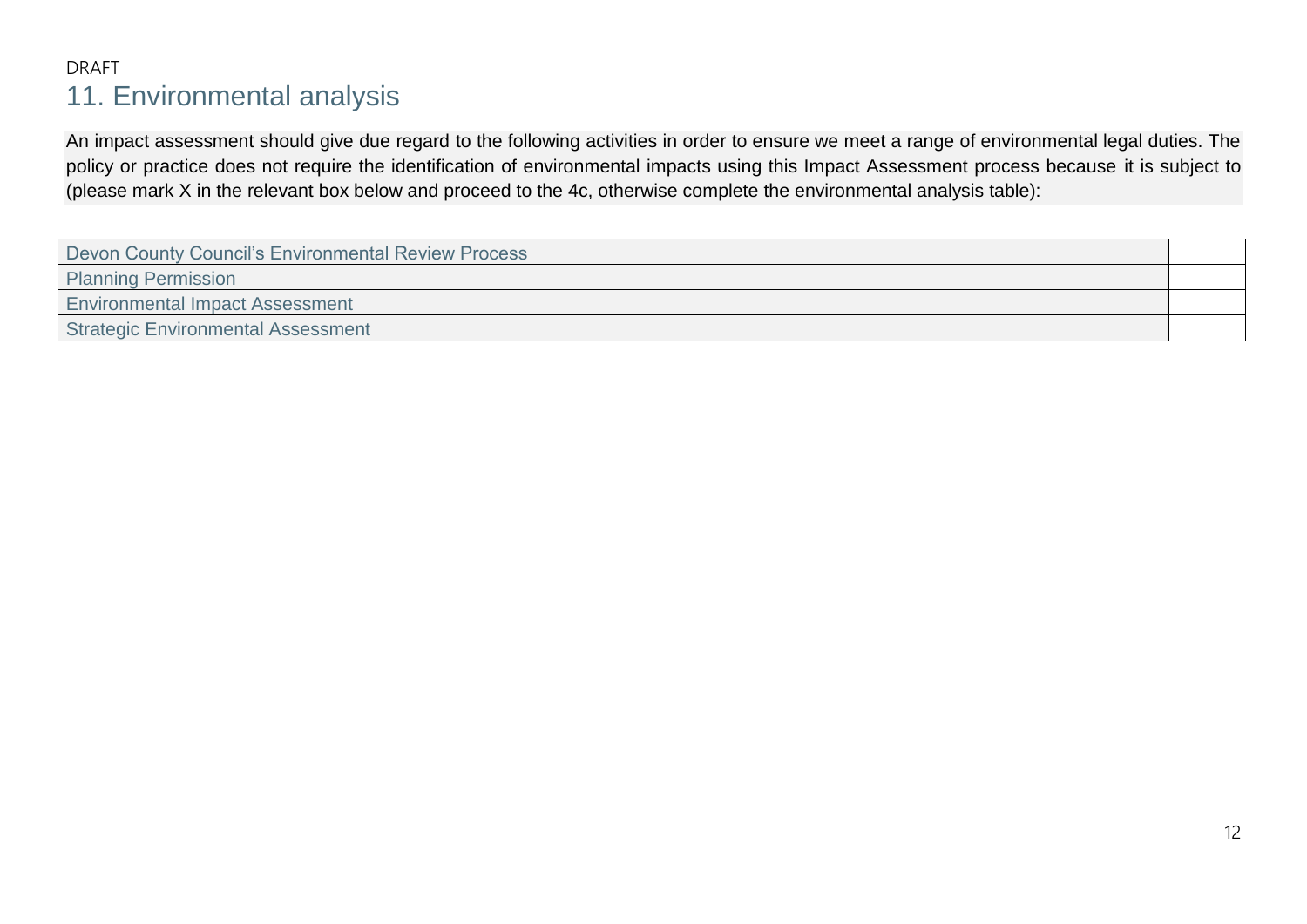DRAFT

# 11. Environmental analysis

An impact assessment should give due regard to the following activities in order to ensure we meet a range of environmental legal duties. The policy or practice does not require the identification of environmental impacts using this Impact Assessment process because it is subject to (please mark X in the relevant box below and proceed to the 4c, otherwise complete the environmental analysis table):

| | |
|---|---|
| Devon County Council's Environmental Review Process | |
| Planning Permission | |
| Environmental Impact Assessment | |
| Strategic Environmental Assessment | |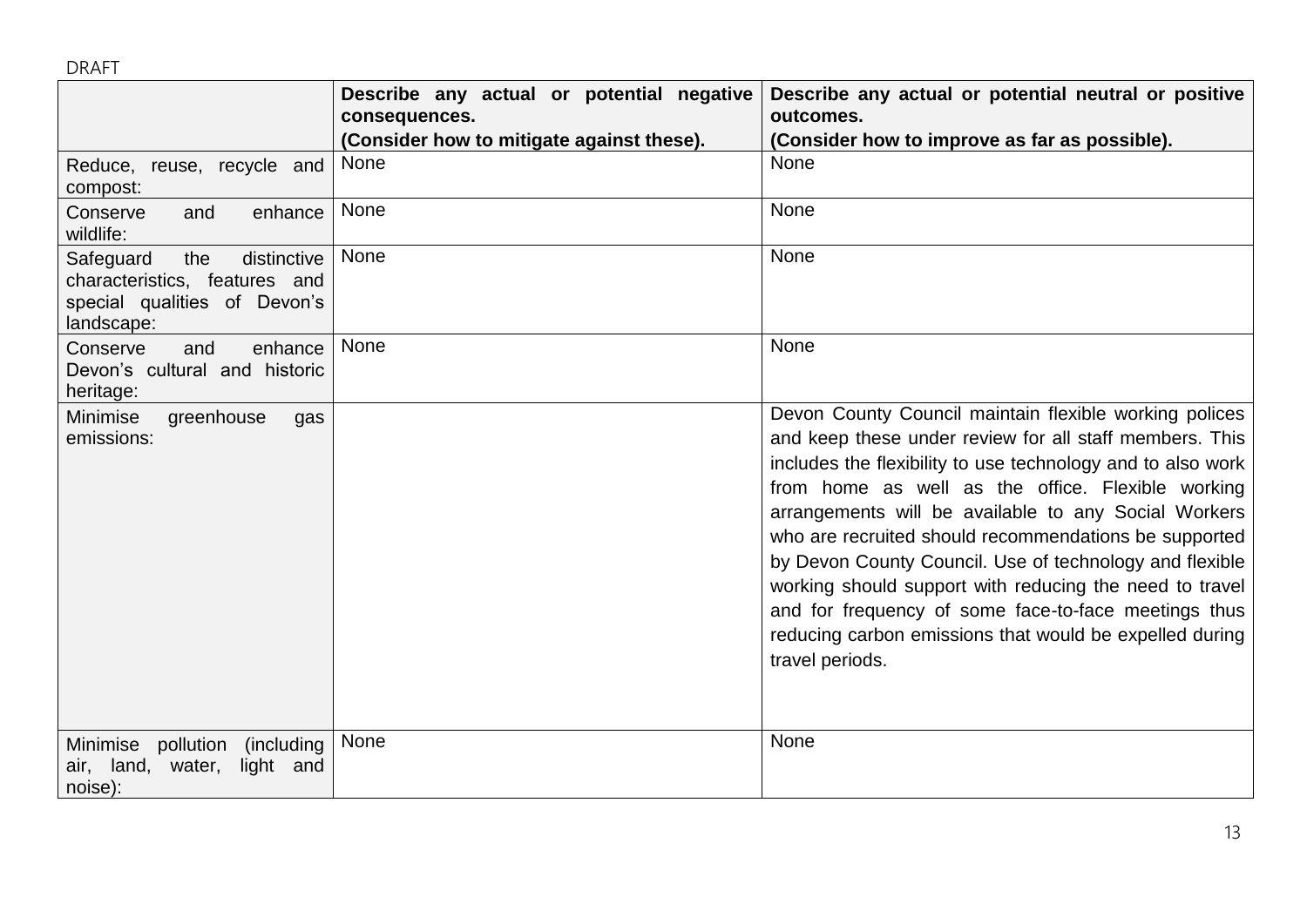DRAFT

| | Describe any actual or potential negative consequences.<br>(Consider how to mitigate against these). | Describe any actual or potential neutral or positive outcomes.<br>(Consider how to improve as far as possible). |
|---|---|---|
| Reduce, reuse, recycle and compost: | None | None |
| Conserve and enhance wildlife: | None | None |
| Safeguard the distinctive characteristics, features and special qualities of Devon's landscape: | None | None |
| Conserve and enhance Devon's cultural and historic heritage: | None | None |
| Minimise greenhouse gas emissions: | | Devon County Council maintain flexible working polices and keep these under review for all staff members. This includes the flexibility to use technology and to also work from home as well as the office. Flexible working arrangements will be available to any Social Workers who are recruited should recommendations be supported by Devon County Council. Use of technology and flexible working should support with reducing the need to travel and for frequency of some face-to-face meetings thus reducing carbon emissions that would be expelled during travel periods. |
| Minimise pollution (including air, land, water, light and noise): | None | None |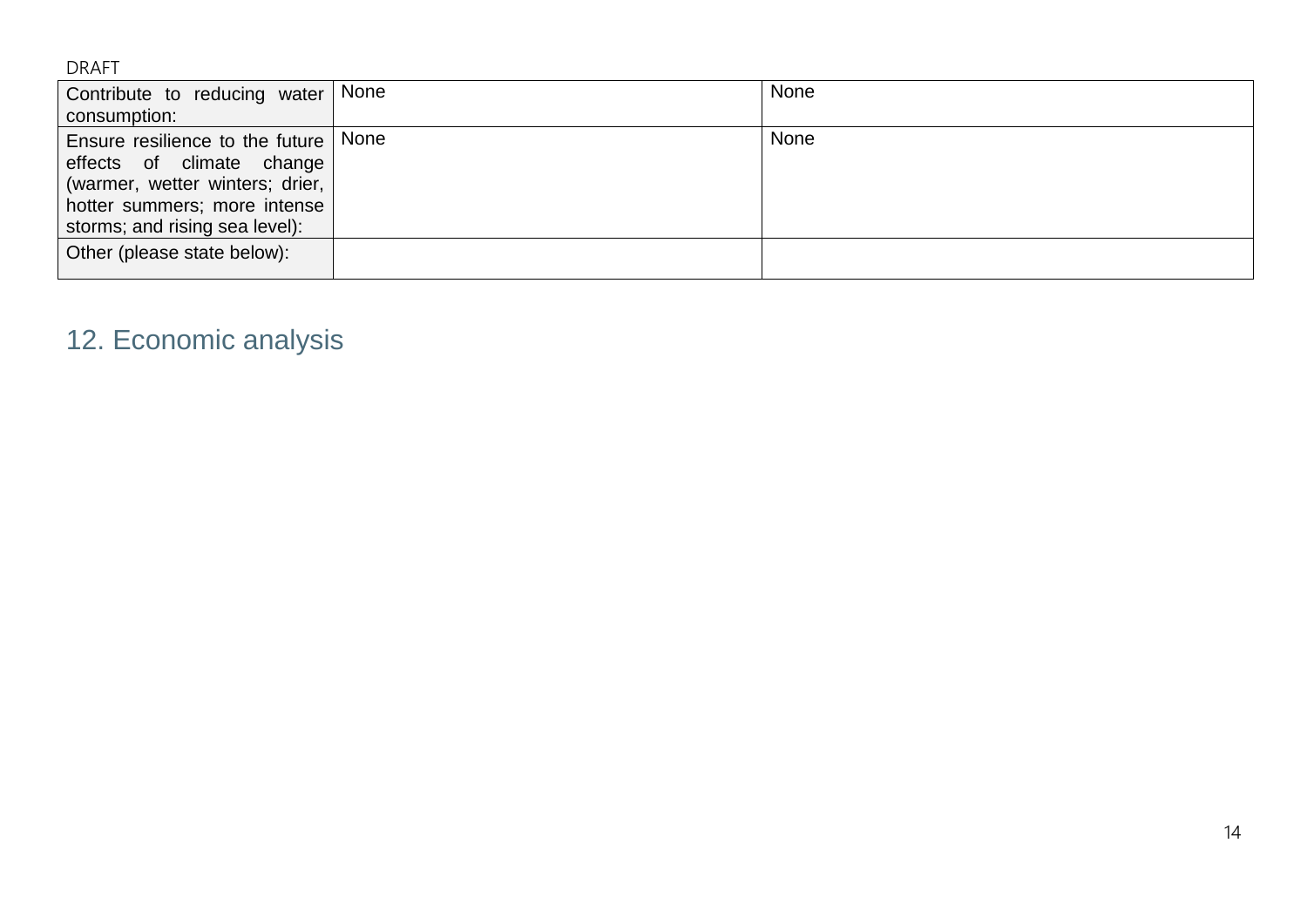| | | |
|---|---|---|
| Contribute to reducing water consumption: | None | None |
| Ensure resilience to the future effects of climate change (warmer, wetter winters; drier, hotter summers; more intense storms; and rising sea level): | None | None |
| Other (please state below): | | |

## 12. Economic analysis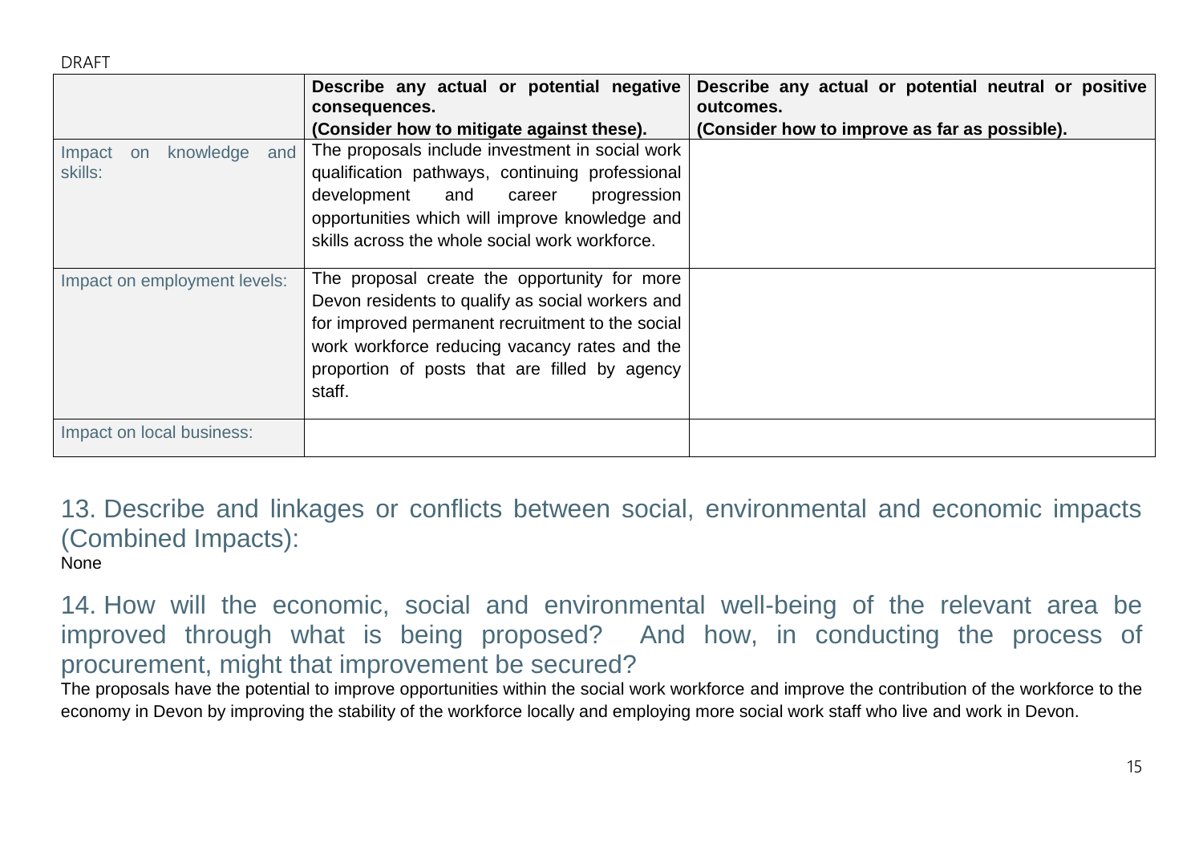| | Describe any actual or potential negative consequences. (Consider how to mitigate against these). | Describe any actual or potential neutral or positive outcomes. (Consider how to improve as far as possible). |
|---|---|---|
| Impact on knowledge and skills: | The proposals include investment in social work qualification pathways, continuing professional development and career progression opportunities which will improve knowledge and skills across the whole social work workforce. | |
| Impact on employment levels: | The proposal create the opportunity for more Devon residents to qualify as social workers and for improved permanent recruitment to the social work workforce reducing vacancy rates and the proportion of posts that are filled by agency staff. | |
| Impact on local business: | | |

## 13. Describe and linkages or conflicts between social, environmental and economic impacts (Combined Impacts):

None

## 14. How will the economic, social and environmental well-being of the relevant area be improved through what is being proposed? And how, in conducting the process of procurement, might that improvement be secured?

The proposals have the potential to improve opportunities within the social work workforce and improve the contribution of the workforce to the economy in Devon by improving the stability of the workforce locally and employing more social work staff who live and work in Devon.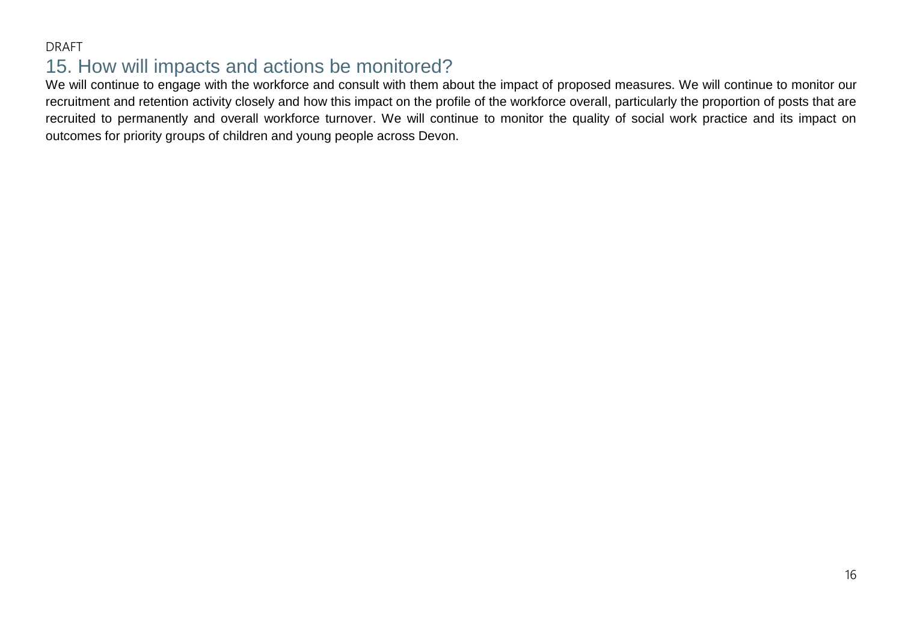DRAFT

## 15. How will impacts and actions be monitored?

We will continue to engage with the workforce and consult with them about the impact of proposed measures. We will continue to monitor our recruitment and retention activity closely and how this impact on the profile of the workforce overall, particularly the proportion of posts that are recruited to permanently and overall workforce turnover. We will continue to monitor the quality of social work practice and its impact on outcomes for priority groups of children and young people across Devon.